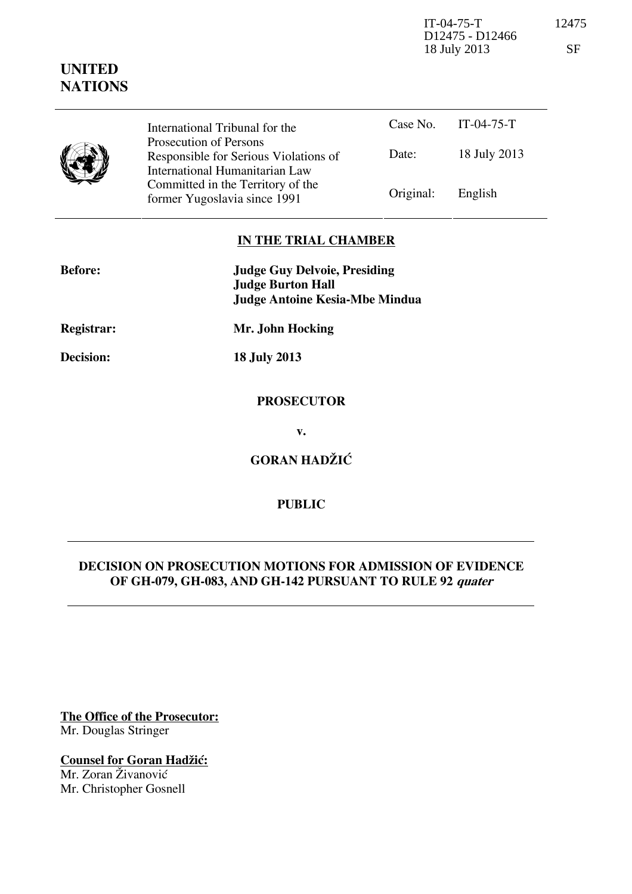**UNITED NATIONS**

| International Tribunal for the Prosecution of Persons Responsible for Serious Violations of International Humanitarian Law Committed in the Territory of the former Yugoslavia since 1991 | Case No. | IT-04-75-T |
|---|---|---|
| | Date: | 18 July 2013 |
| | Original: | English |

## IN THE TRIAL CHAMBER

**Before:** **Judge Guy Delvoie, Presiding**
**Judge Burton Hall**
**Judge Antoine Kesia-Mbe Mindua**

**Registrar:** **Mr. John Hocking**

**Decision:** **18 July 2013**

**PROSECUTOR**

**v.**

**GORAN HADŽIĆ**

**PUBLIC**

## DECISION ON PROSECUTION MOTIONS FOR ADMISSION OF EVIDENCE OF GH-079, GH-083, AND GH-142 PURSUANT TO RULE 92 *quater*

**The Office of the Prosecutor:**
Mr. Douglas Stringer

**Counsel for Goran Hadžić:**
Mr. Zoran Živanović
Mr. Christopher Gosnell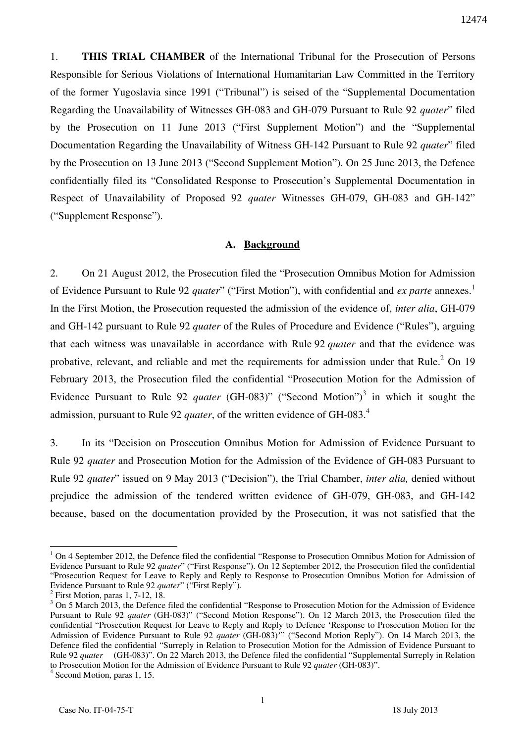1. **THIS TRIAL CHAMBER** of the International Tribunal for the Prosecution of Persons Responsible for Serious Violations of International Humanitarian Law Committed in the Territory of the former Yugoslavia since 1991 ("Tribunal") is seised of the "Supplemental Documentation Regarding the Unavailability of Witnesses GH-083 and GH-079 Pursuant to Rule 92 *quater*" filed by the Prosecution on 11 June 2013 ("First Supplement Motion") and the "Supplemental Documentation Regarding the Unavailability of Witness GH-142 Pursuant to Rule 92 *quater*" filed by the Prosecution on 13 June 2013 ("Second Supplement Motion"). On 25 June 2013, the Defence confidentially filed its "Consolidated Response to Prosecution's Supplemental Documentation in Respect of Unavailability of Proposed 92 *quater* Witnesses GH-079, GH-083 and GH-142" ("Supplement Response").

## A. Background

2. On 21 August 2012, the Prosecution filed the "Prosecution Omnibus Motion for Admission of Evidence Pursuant to Rule 92 *quater*" ("First Motion"), with confidential and *ex parte* annexes.[1] In the First Motion, the Prosecution requested the admission of the evidence of, *inter alia*, GH-079 and GH-142 pursuant to Rule 92 *quater* of the Rules of Procedure and Evidence ("Rules"), arguing that each witness was unavailable in accordance with Rule 92 *quater* and that the evidence was probative, relevant, and reliable and met the requirements for admission under that Rule.[2] On 19 February 2013, the Prosecution filed the confidential "Prosecution Motion for the Admission of Evidence Pursuant to Rule 92 *quater* (GH-083)" ("Second Motion")[3] in which it sought the admission, pursuant to Rule 92 *quater*, of the written evidence of GH-083.[4]

3. In its "Decision on Prosecution Omnibus Motion for Admission of Evidence Pursuant to Rule 92 *quater* and Prosecution Motion for the Admission of the Evidence of GH-083 Pursuant to Rule 92 *quater*" issued on 9 May 2013 ("Decision"), the Trial Chamber, *inter alia,* denied without prejudice the admission of the tendered written evidence of GH-079, GH-083, and GH-142 because, based on the documentation provided by the Prosecution, it was not satisfied that the

---

[1] On 4 September 2012, the Defence filed the confidential "Response to Prosecution Omnibus Motion for Admission of Evidence Pursuant to Rule 92 *quater*" ("First Response"). On 12 September 2012, the Prosecution filed the confidential "Prosecution Request for Leave to Reply and Reply to Response to Prosecution Omnibus Motion for Admission of Evidence Pursuant to Rule 92 *quater*" ("First Reply").

[2] First Motion, paras 1, 7-12, 18.

[3] On 5 March 2013, the Defence filed the confidential "Response to Prosecution Motion for the Admission of Evidence Pursuant to Rule 92 *quater* (GH-083)" ("Second Motion Response"). On 12 March 2013, the Prosecution filed the confidential "Prosecution Request for Leave to Reply and Reply to Defence 'Response to Prosecution Motion for the Admission of Evidence Pursuant to Rule 92 *quater* (GH-083)'" ("Second Motion Reply"). On 14 March 2013, the Defence filed the confidential "Surreply in Relation to Prosecution Motion for the Admission of Evidence Pursuant to Rule 92 *quater* (GH-083)". On 22 March 2013, the Defence filed the confidential "Supplemental Surreply in Relation to Prosecution Motion for the Admission of Evidence Pursuant to Rule 92 *quater* (GH-083)".

[4] Second Motion, paras 1, 15.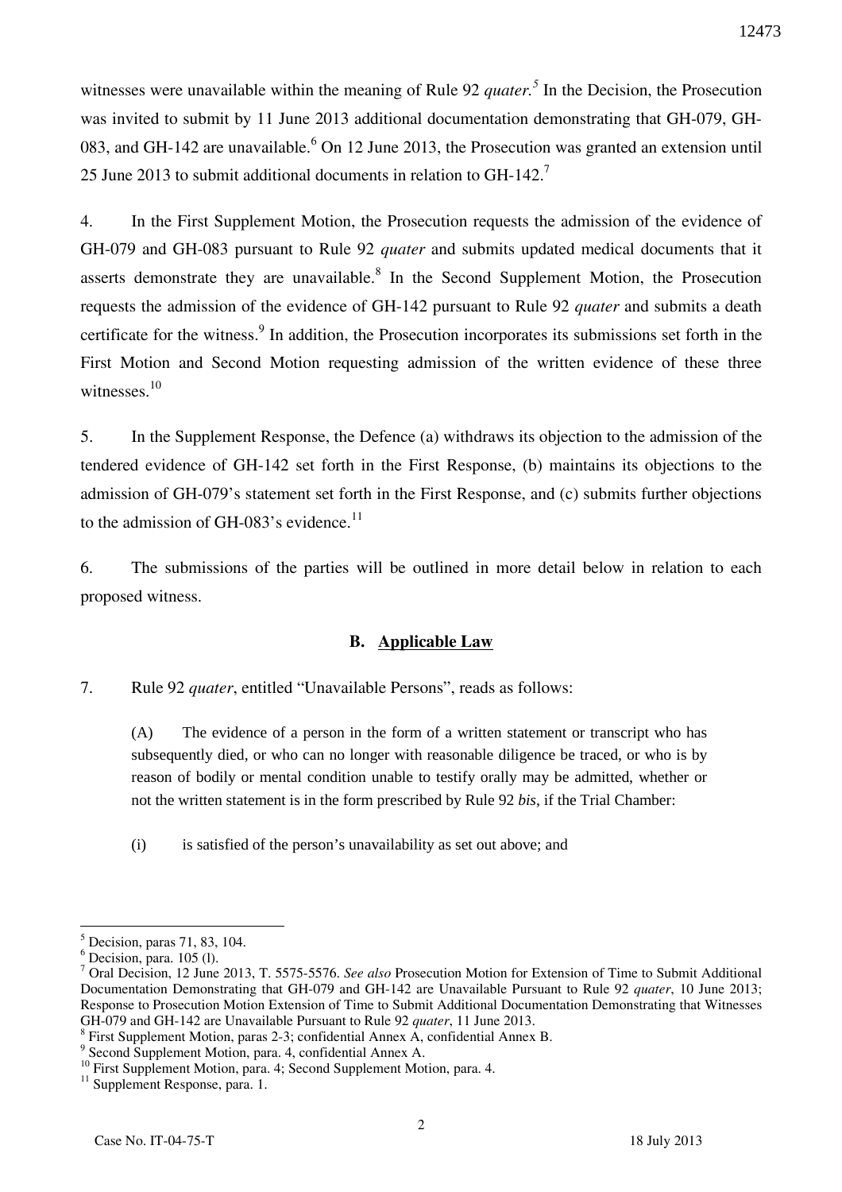witnesses were unavailable within the meaning of Rule 92 *quater*.[5] In the Decision, the Prosecution was invited to submit by 11 June 2013 additional documentation demonstrating that GH-079, GH-083, and GH-142 are unavailable.[6] On 12 June 2013, the Prosecution was granted an extension until 25 June 2013 to submit additional documents in relation to GH-142.[7]

4. In the First Supplement Motion, the Prosecution requests the admission of the evidence of GH-079 and GH-083 pursuant to Rule 92 *quater* and submits updated medical documents that it asserts demonstrate they are unavailable.[8] In the Second Supplement Motion, the Prosecution requests the admission of the evidence of GH-142 pursuant to Rule 92 *quater* and submits a death certificate for the witness.[9] In addition, the Prosecution incorporates its submissions set forth in the First Motion and Second Motion requesting admission of the written evidence of these three witnesses.[10]

5. In the Supplement Response, the Defence (a) withdraws its objection to the admission of the tendered evidence of GH-142 set forth in the First Response, (b) maintains its objections to the admission of GH-079's statement set forth in the First Response, and (c) submits further objections to the admission of GH-083's evidence.[11]

6. The submissions of the parties will be outlined in more detail below in relation to each proposed witness.

### B. Applicable Law

7. Rule 92 *quater*, entitled "Unavailable Persons", reads as follows:

> (A) The evidence of a person in the form of a written statement or transcript who has subsequently died, or who can no longer with reasonable diligence be traced, or who is by reason of bodily or mental condition unable to testify orally may be admitted, whether or not the written statement is in the form prescribed by Rule 92 *bis*, if the Trial Chamber:
>
> (i) is satisfied of the person's unavailability as set out above; and

---

[5] Decision, paras 71, 83, 104.

[6] Decision, para. 105 (l).

[7] Oral Decision, 12 June 2013, T. 5575-5576. *See also* Prosecution Motion for Extension of Time to Submit Additional Documentation Demonstrating that GH-079 and GH-142 are Unavailable Pursuant to Rule 92 *quater*, 10 June 2013; Response to Prosecution Motion Extension of Time to Submit Additional Documentation Demonstrating that Witnesses GH-079 and GH-142 are Unavailable Pursuant to Rule 92 *quater*, 11 June 2013.

[8] First Supplement Motion, paras 2-3; confidential Annex A, confidential Annex B.

[9] Second Supplement Motion, para. 4, confidential Annex A.

[10] First Supplement Motion, para. 4; Second Supplement Motion, para. 4.

[11] Supplement Response, para. 1.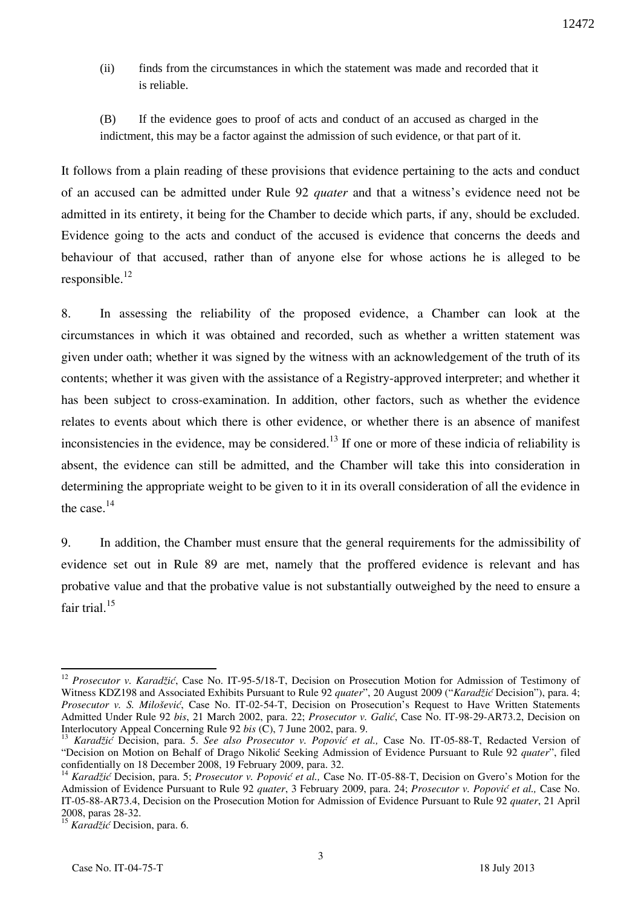(ii) finds from the circumstances in which the statement was made and recorded that it is reliable.

(B) If the evidence goes to proof of acts and conduct of an accused as charged in the indictment, this may be a factor against the admission of such evidence, or that part of it.

It follows from a plain reading of these provisions that evidence pertaining to the acts and conduct of an accused can be admitted under Rule 92 *quater* and that a witness's evidence need not be admitted in its entirety, it being for the Chamber to decide which parts, if any, should be excluded. Evidence going to the acts and conduct of the accused is evidence that concerns the deeds and behaviour of that accused, rather than of anyone else for whose actions he is alleged to be responsible.[12]

8. In assessing the reliability of the proposed evidence, a Chamber can look at the circumstances in which it was obtained and recorded, such as whether a written statement was given under oath; whether it was signed by the witness with an acknowledgement of the truth of its contents; whether it was given with the assistance of a Registry-approved interpreter; and whether it has been subject to cross-examination. In addition, other factors, such as whether the evidence relates to events about which there is other evidence, or whether there is an absence of manifest inconsistencies in the evidence, may be considered.[13] If one or more of these indicia of reliability is absent, the evidence can still be admitted, and the Chamber will take this into consideration in determining the appropriate weight to be given to it in its overall consideration of all the evidence in the case.[14]

9. In addition, the Chamber must ensure that the general requirements for the admissibility of evidence set out in Rule 89 are met, namely that the proffered evidence is relevant and has probative value and that the probative value is not substantially outweighed by the need to ensure a fair trial.[15]

---

[12] *Prosecutor v. Karadžić*, Case No. IT-95-5/18-T, Decision on Prosecution Motion for Admission of Testimony of Witness KDZ198 and Associated Exhibits Pursuant to Rule 92 *quater*", 20 August 2009 ("*Karadžić* Decision"), para. 4; *Prosecutor v. S. Milošević*, Case No. IT-02-54-T, Decision on Prosecution's Request to Have Written Statements Admitted Under Rule 92 *bis*, 21 March 2002, para. 22; *Prosecutor v. Galić*, Case No. IT-98-29-AR73.2, Decision on Interlocutory Appeal Concerning Rule 92 *bis* (C), 7 June 2002, para. 9.

[13] *Karadžić* Decision, para. 5. *See also Prosecutor v. Popović et al.,* Case No. IT-05-88-T, Redacted Version of "Decision on Motion on Behalf of Drago Nikolić Seeking Admission of Evidence Pursuant to Rule 92 *quater*", filed confidentially on 18 December 2008, 19 February 2009, para. 32.

[14] *Karadžić* Decision, para. 5; *Prosecutor v. Popović et al.,* Case No. IT-05-88-T, Decision on Gvero's Motion for the Admission of Evidence Pursuant to Rule 92 *quater*, 3 February 2009, para. 24; *Prosecutor v. Popović et al.,* Case No. IT-05-88-AR73.4, Decision on the Prosecution Motion for Admission of Evidence Pursuant to Rule 92 *quater*, 21 April 2008, paras 28-32.

[15] *Karadžić* Decision, para. 6.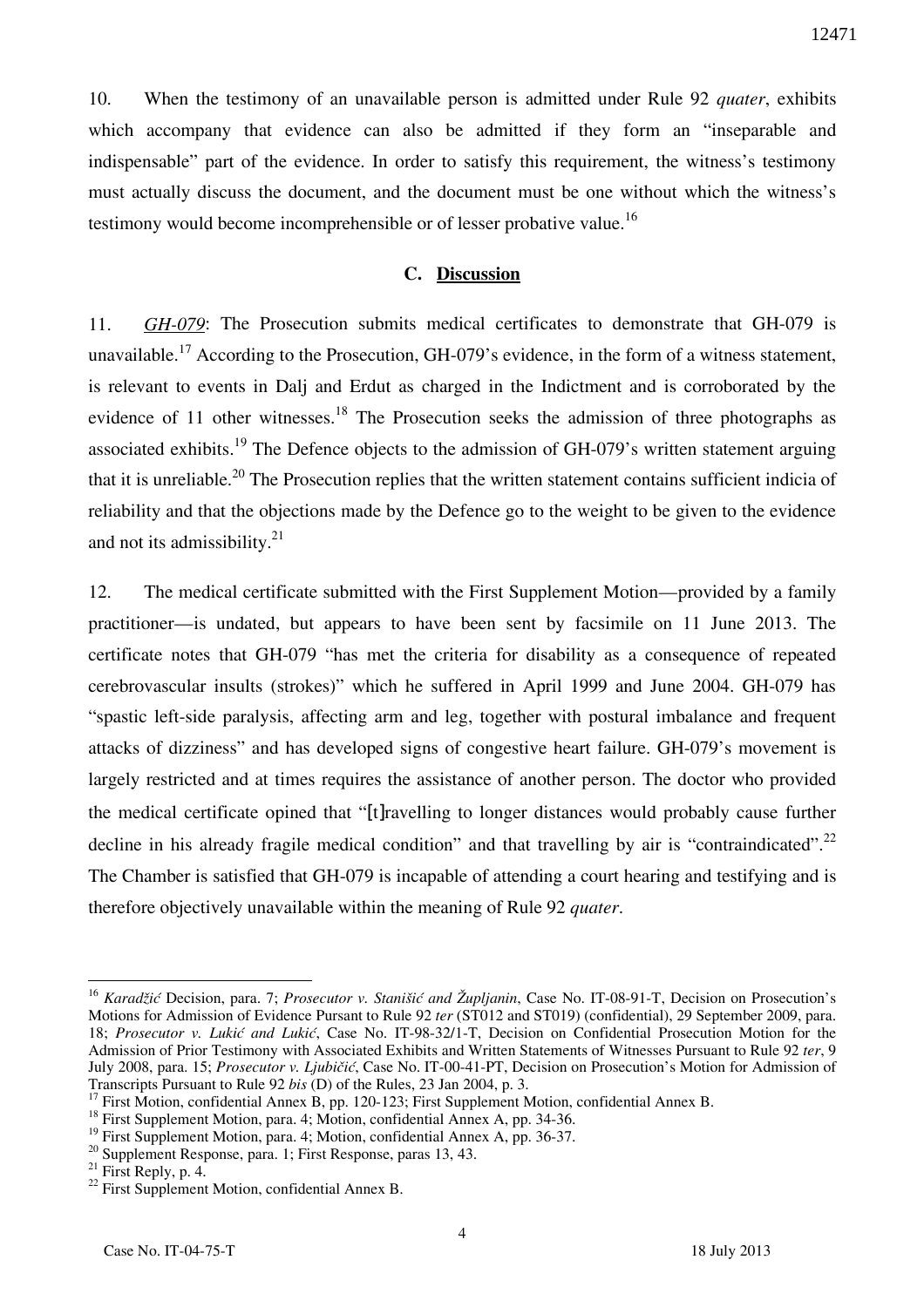10. When the testimony of an unavailable person is admitted under Rule 92 *quater*, exhibits which accompany that evidence can also be admitted if they form an "inseparable and indispensable" part of the evidence. In order to satisfy this requirement, the witness's testimony must actually discuss the document, and the document must be one without which the witness's testimony would become incomprehensible or of lesser probative value.[16]

### C. Discussion

11. *GH-079*: The Prosecution submits medical certificates to demonstrate that GH-079 is unavailable.[17] According to the Prosecution, GH-079's evidence, in the form of a witness statement, is relevant to events in Dalj and Erdut as charged in the Indictment and is corroborated by the evidence of 11 other witnesses.[18] The Prosecution seeks the admission of three photographs as associated exhibits.[19] The Defence objects to the admission of GH-079's written statement arguing that it is unreliable.[20] The Prosecution replies that the written statement contains sufficient indicia of reliability and that the objections made by the Defence go to the weight to be given to the evidence and not its admissibility.[21]

12. The medical certificate submitted with the First Supplement Motion—provided by a family practitioner—is undated, but appears to have been sent by facsimile on 11 June 2013. The certificate notes that GH-079 "has met the criteria for disability as a consequence of repeated cerebrovascular insults (strokes)" which he suffered in April 1999 and June 2004. GH-079 has "spastic left-side paralysis, affecting arm and leg, together with postural imbalance and frequent attacks of dizziness" and has developed signs of congestive heart failure. GH-079's movement is largely restricted and at times requires the assistance of another person. The doctor who provided the medical certificate opined that "[t]ravelling to longer distances would probably cause further decline in his already fragile medical condition" and that travelling by air is "contraindicated".[22] The Chamber is satisfied that GH-079 is incapable of attending a court hearing and testifying and is therefore objectively unavailable within the meaning of Rule 92 *quater*.

---

[16] *Karadžić* Decision, para. 7; *Prosecutor v. Stanišić and Župljanin*, Case No. IT-08-91-T, Decision on Prosecution's Motions for Admission of Evidence Pursuant to Rule 92 *ter* (ST012 and ST019) (confidential), 29 September 2009, para. 18; *Prosecutor v. Lukić and Lukić*, Case No. IT-98-32/1-T, Decision on Confidential Prosecution Motion for the Admission of Prior Testimony with Associated Exhibits and Written Statements of Witnesses Pursuant to Rule 92 *ter*, 9 July 2008, para. 15; *Prosecutor v. Ljubičić*, Case No. IT-00-41-PT, Decision on Prosecution's Motion for Admission of Transcripts Pursuant to Rule 92 *bis* (D) of the Rules, 23 Jan 2004, p. 3.

[17] First Motion, confidential Annex B, pp. 120-123; First Supplement Motion, confidential Annex B.

[18] First Supplement Motion, para. 4; Motion, confidential Annex A, pp. 34-36.

[19] First Supplement Motion, para. 4; Motion, confidential Annex A, pp. 36-37.

[20] Supplement Response, para. 1; First Response, paras 13, 43.

[21] First Reply, p. 4.

[22] First Supplement Motion, confidential Annex B.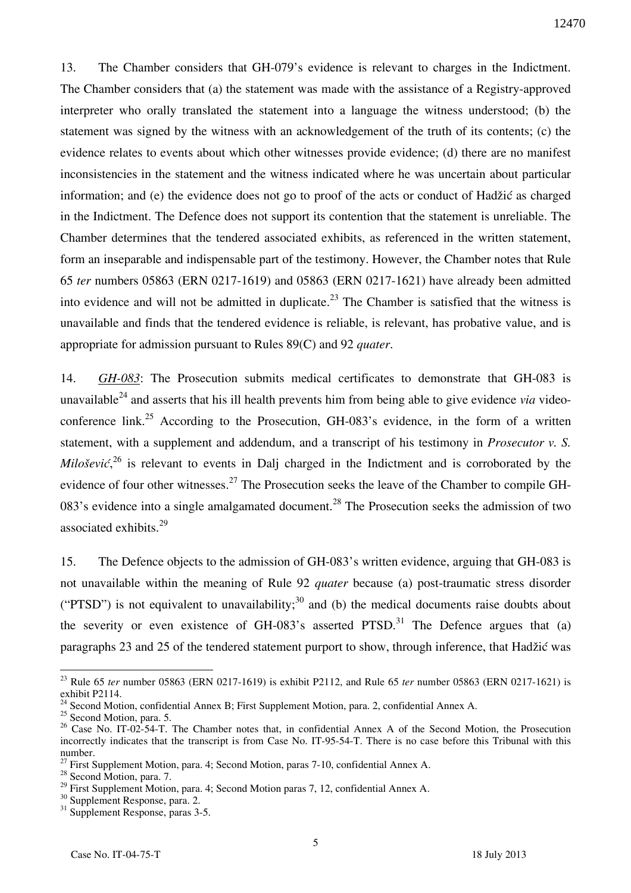13. The Chamber considers that GH-079's evidence is relevant to charges in the Indictment. The Chamber considers that (a) the statement was made with the assistance of a Registry-approved interpreter who orally translated the statement into a language the witness understood; (b) the statement was signed by the witness with an acknowledgement of the truth of its contents; (c) the evidence relates to events about which other witnesses provide evidence; (d) there are no manifest inconsistencies in the statement and the witness indicated where he was uncertain about particular information; and (e) the evidence does not go to proof of the acts or conduct of Hadžić as charged in the Indictment. The Defence does not support its contention that the statement is unreliable. The Chamber determines that the tendered associated exhibits, as referenced in the written statement, form an inseparable and indispensable part of the testimony. However, the Chamber notes that Rule 65 *ter* numbers 05863 (ERN 0217-1619) and 05863 (ERN 0217-1621) have already been admitted into evidence and will not be admitted in duplicate.[23] The Chamber is satisfied that the witness is unavailable and finds that the tendered evidence is reliable, is relevant, has probative value, and is appropriate for admission pursuant to Rules 89(C) and 92 *quater*.

14. *GH-083*: The Prosecution submits medical certificates to demonstrate that GH-083 is unavailable[24] and asserts that his ill health prevents him from being able to give evidence *via* video-conference link.[25] According to the Prosecution, GH-083's evidence, in the form of a written statement, with a supplement and addendum, and a transcript of his testimony in *Prosecutor v. S. Milošević*,[26] is relevant to events in Dalj charged in the Indictment and is corroborated by the evidence of four other witnesses.[27] The Prosecution seeks the leave of the Chamber to compile GH-083's evidence into a single amalgamated document.[28] The Prosecution seeks the admission of two associated exhibits.[29]

15. The Defence objects to the admission of GH-083's written evidence, arguing that GH-083 is not unavailable within the meaning of Rule 92 *quater* because (a) post-traumatic stress disorder ("PTSD") is not equivalent to unavailability;[30] and (b) the medical documents raise doubts about the severity or even existence of GH-083's asserted PTSD.[31] The Defence argues that (a) paragraphs 23 and 25 of the tendered statement purport to show, through inference, that Hadžić was

---

[23] Rule 65 *ter* number 05863 (ERN 0217-1619) is exhibit P2112, and Rule 65 *ter* number 05863 (ERN 0217-1621) is exhibit P2114.

[24] Second Motion, confidential Annex B; First Supplement Motion, para. 2, confidential Annex A.

[25] Second Motion, para. 5.

[26] Case No. IT-02-54-T. The Chamber notes that, in confidential Annex A of the Second Motion, the Prosecution incorrectly indicates that the transcript is from Case No. IT-95-54-T. There is no case before this Tribunal with this number.

[27] First Supplement Motion, para. 4; Second Motion, paras 7-10, confidential Annex A.

[28] Second Motion, para. 7.

[29] First Supplement Motion, para. 4; Second Motion paras 7, 12, confidential Annex A.

[30] Supplement Response, para. 2.

[31] Supplement Response, paras 3-5.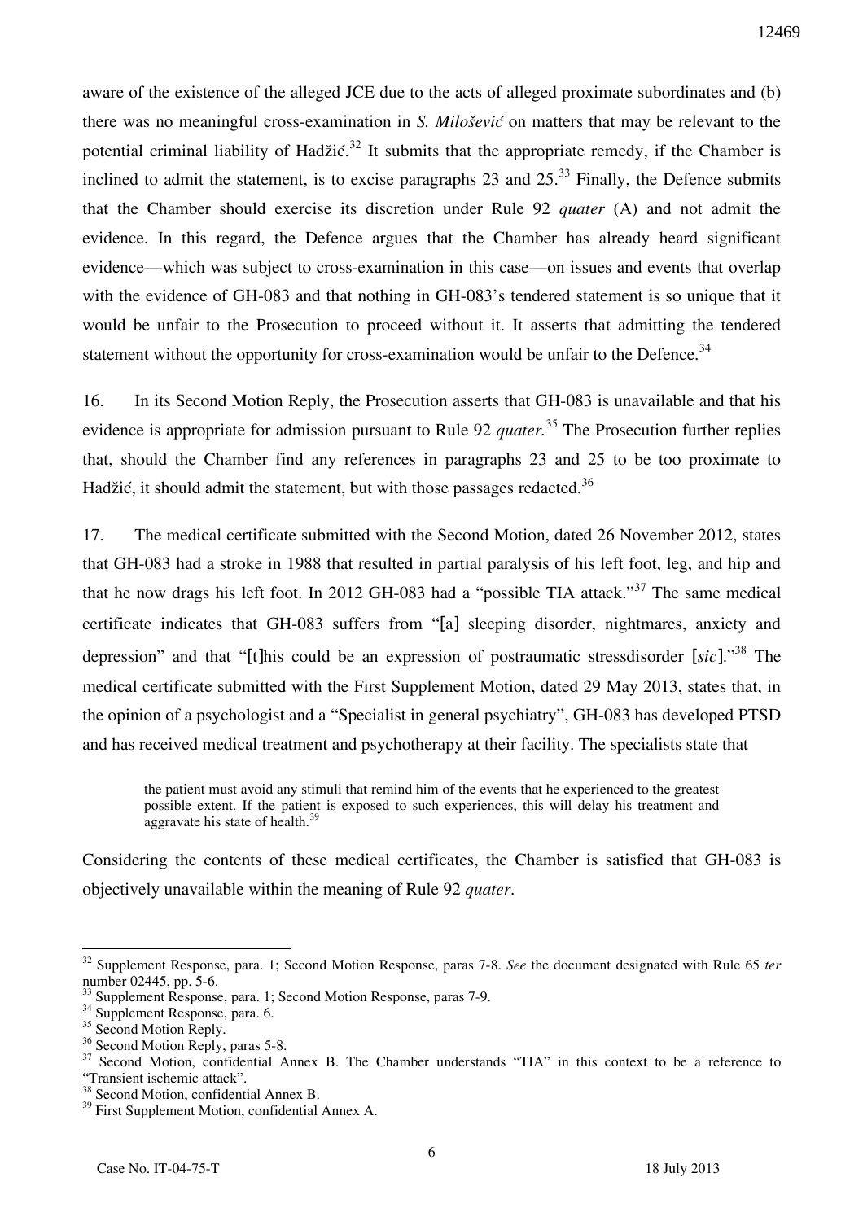aware of the existence of the alleged JCE due to the acts of alleged proximate subordinates and (b) there was no meaningful cross-examination in *S. Milošević* on matters that may be relevant to the potential criminal liability of Hadžić.[32] It submits that the appropriate remedy, if the Chamber is inclined to admit the statement, is to excise paragraphs 23 and 25.[33] Finally, the Defence submits that the Chamber should exercise its discretion under Rule 92 *quater* (A) and not admit the evidence. In this regard, the Defence argues that the Chamber has already heard significant evidence—which was subject to cross-examination in this case—on issues and events that overlap with the evidence of GH-083 and that nothing in GH-083's tendered statement is so unique that it would be unfair to the Prosecution to proceed without it. It asserts that admitting the tendered statement without the opportunity for cross-examination would be unfair to the Defence.[34]

16. In its Second Motion Reply, the Prosecution asserts that GH-083 is unavailable and that his evidence is appropriate for admission pursuant to Rule 92 *quater*.[35] The Prosecution further replies that, should the Chamber find any references in paragraphs 23 and 25 to be too proximate to Hadžić, it should admit the statement, but with those passages redacted.[36]

17. The medical certificate submitted with the Second Motion, dated 26 November 2012, states that GH-083 had a stroke in 1988 that resulted in partial paralysis of his left foot, leg, and hip and that he now drags his left foot. In 2012 GH-083 had a "possible TIA attack."[37] The same medical certificate indicates that GH-083 suffers from "[a] sleeping disorder, nightmares, anxiety and depression" and that "[t]his could be an expression of postraumatic stressdisorder [*sic*]."[38] The medical certificate submitted with the First Supplement Motion, dated 29 May 2013, states that, in the opinion of a psychologist and a "Specialist in general psychiatry", GH-083 has developed PTSD and has received medical treatment and psychotherapy at their facility. The specialists state that

> the patient must avoid any stimuli that remind him of the events that he experienced to the greatest possible extent. If the patient is exposed to such experiences, this will delay his treatment and aggravate his state of health.[39]

Considering the contents of these medical certificates, the Chamber is satisfied that GH-083 is objectively unavailable within the meaning of Rule 92 *quater*.

---

[32] Supplement Response, para. 1; Second Motion Response, paras 7-8. *See* the document designated with Rule 65 *ter* number 02445, pp. 5-6.

[33] Supplement Response, para. 1; Second Motion Response, paras 7-9.

[34] Supplement Response, para. 6.

[35] Second Motion Reply.

[36] Second Motion Reply, paras 5-8.

[37] Second Motion, confidential Annex B. The Chamber understands "TIA" in this context to be a reference to "Transient ischemic attack".

[38] Second Motion, confidential Annex B.

[39] First Supplement Motion, confidential Annex A.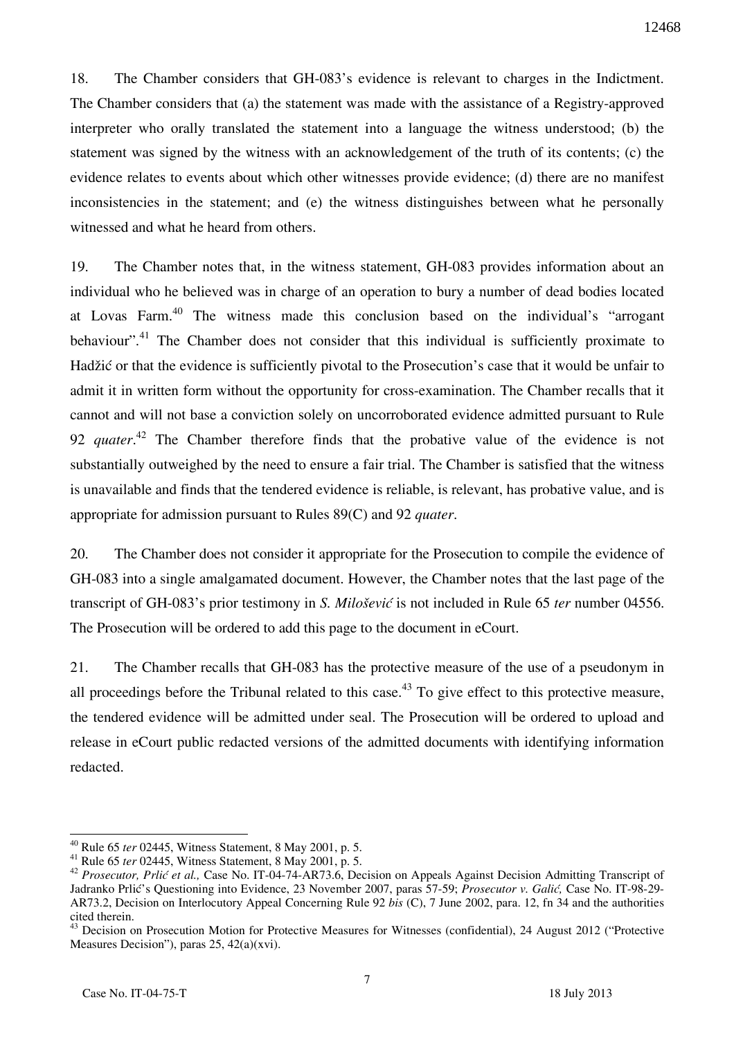18. The Chamber considers that GH-083's evidence is relevant to charges in the Indictment. The Chamber considers that (a) the statement was made with the assistance of a Registry-approved interpreter who orally translated the statement into a language the witness understood; (b) the statement was signed by the witness with an acknowledgement of the truth of its contents; (c) the evidence relates to events about which other witnesses provide evidence; (d) there are no manifest inconsistencies in the statement; and (e) the witness distinguishes between what he personally witnessed and what he heard from others.

19. The Chamber notes that, in the witness statement, GH-083 provides information about an individual who he believed was in charge of an operation to bury a number of dead bodies located at Lovas Farm.[40] The witness made this conclusion based on the individual's "arrogant behaviour".[41] The Chamber does not consider that this individual is sufficiently proximate to Hadžić or that the evidence is sufficiently pivotal to the Prosecution's case that it would be unfair to admit it in written form without the opportunity for cross-examination. The Chamber recalls that it cannot and will not base a conviction solely on uncorroborated evidence admitted pursuant to Rule 92 *quater*.[42] The Chamber therefore finds that the probative value of the evidence is not substantially outweighed by the need to ensure a fair trial. The Chamber is satisfied that the witness is unavailable and finds that the tendered evidence is reliable, is relevant, has probative value, and is appropriate for admission pursuant to Rules 89(C) and 92 *quater*.

20. The Chamber does not consider it appropriate for the Prosecution to compile the evidence of GH-083 into a single amalgamated document. However, the Chamber notes that the last page of the transcript of GH-083's prior testimony in *S. Milošević* is not included in Rule 65 *ter* number 04556. The Prosecution will be ordered to add this page to the document in eCourt.

21. The Chamber recalls that GH-083 has the protective measure of the use of a pseudonym in all proceedings before the Tribunal related to this case.[43] To give effect to this protective measure, the tendered evidence will be admitted under seal. The Prosecution will be ordered to upload and release in eCourt public redacted versions of the admitted documents with identifying information redacted.

---

[40] Rule 65 *ter* 02445, Witness Statement, 8 May 2001, p. 5.

[41] Rule 65 *ter* 02445, Witness Statement, 8 May 2001, p. 5.

[42] *Prosecutor, Prlić et al.,* Case No. IT-04-74-AR73.6, Decision on Appeals Against Decision Admitting Transcript of Jadranko Prlić's Questioning into Evidence, 23 November 2007, paras 57-59; *Prosecutor v. Galić,* Case No. IT-98-29-AR73.2, Decision on Interlocutory Appeal Concerning Rule 92 *bis* (C), 7 June 2002, para. 12, fn 34 and the authorities cited therein.

[43] Decision on Prosecution Motion for Protective Measures for Witnesses (confidential), 24 August 2012 ("Protective Measures Decision"), paras 25, 42(a)(xvi).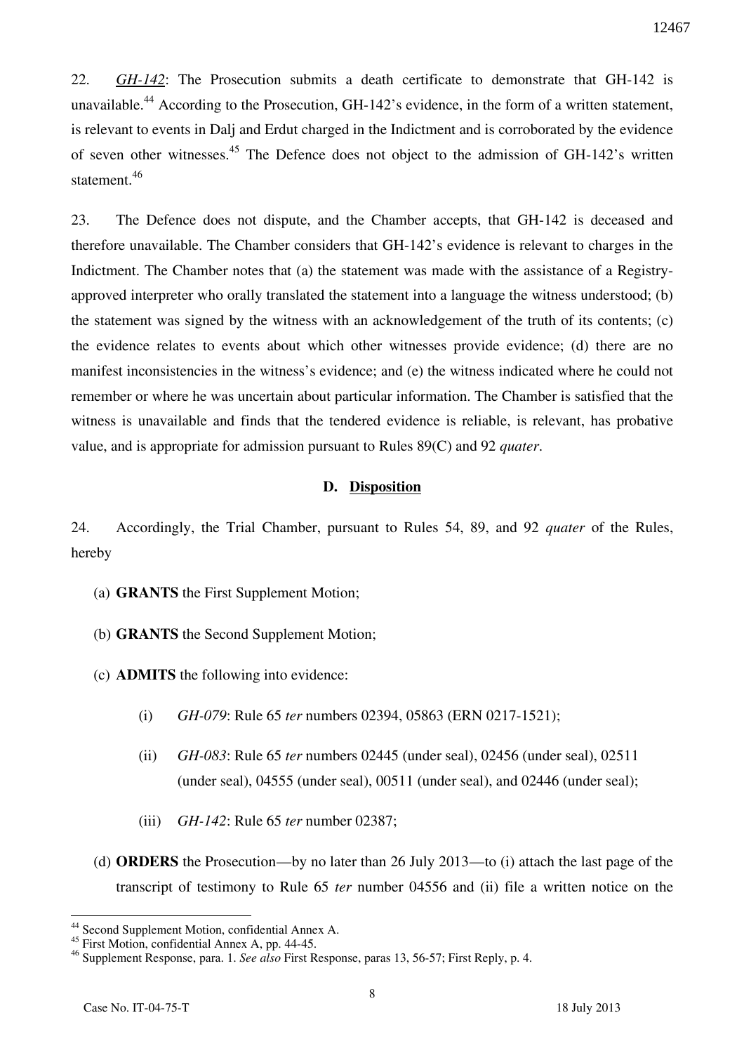22. *GH-142*: The Prosecution submits a death certificate to demonstrate that GH-142 is unavailable.[44] According to the Prosecution, GH-142's evidence, in the form of a written statement, is relevant to events in Dalj and Erdut charged in the Indictment and is corroborated by the evidence of seven other witnesses.[45] The Defence does not object to the admission of GH-142's written statement.[46]

23. The Defence does not dispute, and the Chamber accepts, that GH-142 is deceased and therefore unavailable. The Chamber considers that GH-142's evidence is relevant to charges in the Indictment. The Chamber notes that (a) the statement was made with the assistance of a Registry-approved interpreter who orally translated the statement into a language the witness understood; (b) the statement was signed by the witness with an acknowledgement of the truth of its contents; (c) the evidence relates to events about which other witnesses provide evidence; (d) there are no manifest inconsistencies in the witness's evidence; and (e) the witness indicated where he could not remember or where he was uncertain about particular information. The Chamber is satisfied that the witness is unavailable and finds that the tendered evidence is reliable, is relevant, has probative value, and is appropriate for admission pursuant to Rules 89(C) and 92 *quater*.

## D. Disposition

24. Accordingly, the Trial Chamber, pursuant to Rules 54, 89, and 92 *quater* of the Rules, hereby

(a) **GRANTS** the First Supplement Motion;

(b) **GRANTS** the Second Supplement Motion;

(c) **ADMITS** the following into evidence:

(i) *GH-079*: Rule 65 *ter* numbers 02394, 05863 (ERN 0217-1521);

(ii) *GH-083*: Rule 65 *ter* numbers 02445 (under seal), 02456 (under seal), 02511 (under seal), 04555 (under seal), 00511 (under seal), and 02446 (under seal);

(iii) *GH-142*: Rule 65 *ter* number 02387;

(d) **ORDERS** the Prosecution—by no later than 26 July 2013—to (i) attach the last page of the transcript of testimony to Rule 65 *ter* number 04556 and (ii) file a written notice on the

---

[44] Second Supplement Motion, confidential Annex A.

[45] First Motion, confidential Annex A, pp. 44-45.

[46] Supplement Response, para. 1. *See also* First Response, paras 13, 56-57; First Reply, p. 4.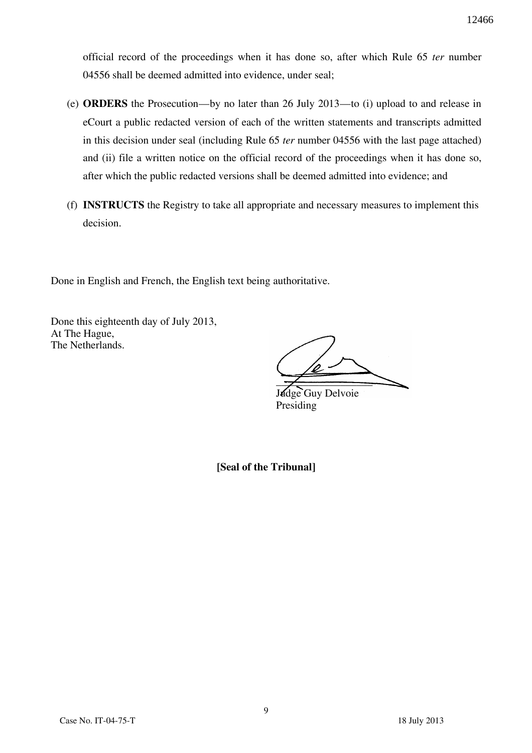official record of the proceedings when it has done so, after which Rule 65 *ter* number 04556 shall be deemed admitted into evidence, under seal;

(e) **ORDERS** the Prosecution—by no later than 26 July 2013—to (i) upload to and release in eCourt a public redacted version of each of the written statements and transcripts admitted in this decision under seal (including Rule 65 *ter* number 04556 with the last page attached) and (ii) file a written notice on the official record of the proceedings when it has done so, after which the public redacted versions shall be deemed admitted into evidence; and

(f) **INSTRUCTS** the Registry to take all appropriate and necessary measures to implement this decision.

Done in English and French, the English text being authoritative.

Done this eighteenth day of July 2013,
At The Hague,
The Netherlands.

Judge Guy Delvoie
Presiding

**[Seal of the Tribunal]**